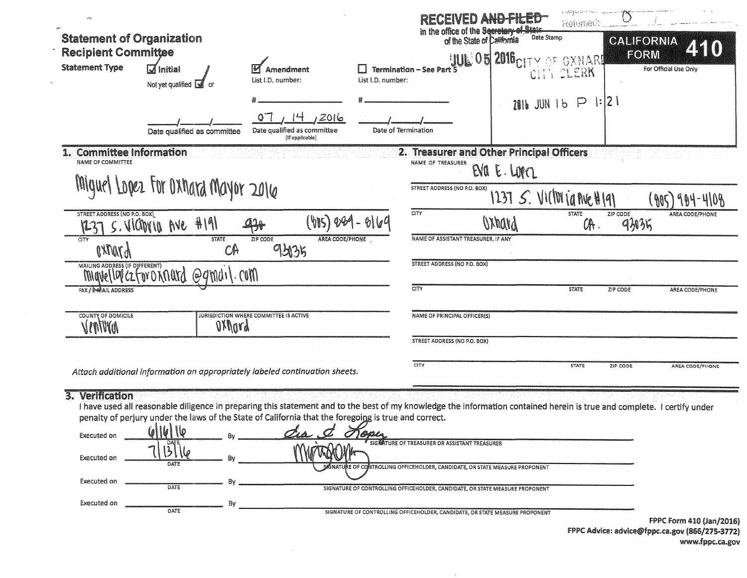# Statement of Organization Recipient Committee

**CALIFORNIA FORM 410**

For Official Use Only

RECEIVED ~~AND FILED~~ in the office of the ~~Secretary of State~~ of the State of California

Date Stamp

JUL 05 2016 CITY OF OXNARD CITY CLERK

2016 JUN 16 P 1:21

Returned: 0

**Statement Type**

- [x] Initial — Not yet qualified [x] or ___/___/___ Date qualified as committee
- [x] Amendment — List I.D. number: # ______ — 07 / 14 / 2016 Date qualified as committee (If applicable)
- [ ] Termination – See Part 5 — List I.D. number: # ______ — ___/___/___ Date of Termination

## 1. Committee Information

NAME OF COMMITTEE
Miguel Lopez For Oxnard Mayor 2016

STREET ADDRESS (NO P.O. BOX)
1237 S. Victoria Ave #191 ~~93~~

AREA CODE/PHONE
(805) 889-8169

CITY: Oxnard
STATE: CA
ZIP CODE: 93035

MAILING ADDRESS (IF DIFFERENT)
miguellopezforoxnard@gmail.com

FAX / E-MAIL ADDRESS

COUNTY OF DOMICILE: Ventura

JURISDICTION WHERE COMMITTEE IS ACTIVE: Oxnard

*Attach additional information on appropriately labeled continuation sheets.*

## 2. Treasurer and Other Principal Officers

NAME OF TREASURER
Eva E. Lopez

STREET ADDRESS (NO P.O. BOX)
1237 S. Victoria Ave #191

AREA CODE/PHONE
(805) 984-4108

CITY: Oxnard
STATE: CA.
ZIP CODE: 93035

NAME OF ASSISTANT TREASURER, IF ANY

STREET ADDRESS (NO P.O. BOX)

CITY / STATE / ZIP CODE / AREA CODE/PHONE

NAME OF PRINCIPAL OFFICER(S)

STREET ADDRESS (NO P.O. BOX)

CITY / STATE / ZIP CODE / AREA CODE/PHONE

## 3. Verification

I have used all reasonable diligence in preparing this statement and to the best of my knowledge the information contained herein is true and complete. I certify under penalty of perjury under the laws of the State of California that the foregoing is true and correct.

Executed on 6/16/16 By [signature: Eva E. Lopez] — SIGNATURE OF TREASURER OR ASSISTANT TREASURER

Executed on 7/13/16 By [signature] — SIGNATURE OF CONTROLLING OFFICEHOLDER, CANDIDATE, OR STATE MEASURE PROPONENT

Executed on ________ By ________ — SIGNATURE OF CONTROLLING OFFICEHOLDER, CANDIDATE, OR STATE MEASURE PROPONENT

Executed on ________ By ________ — SIGNATURE OF CONTROLLING OFFICEHOLDER, CANDIDATE, OR STATE MEASURE PROPONENT

**FPPC Form 410 (Jan/2016)**
**FPPC Advice: advice@fppc.ca.gov (866/275-3772)**
**www.fppc.ca.gov**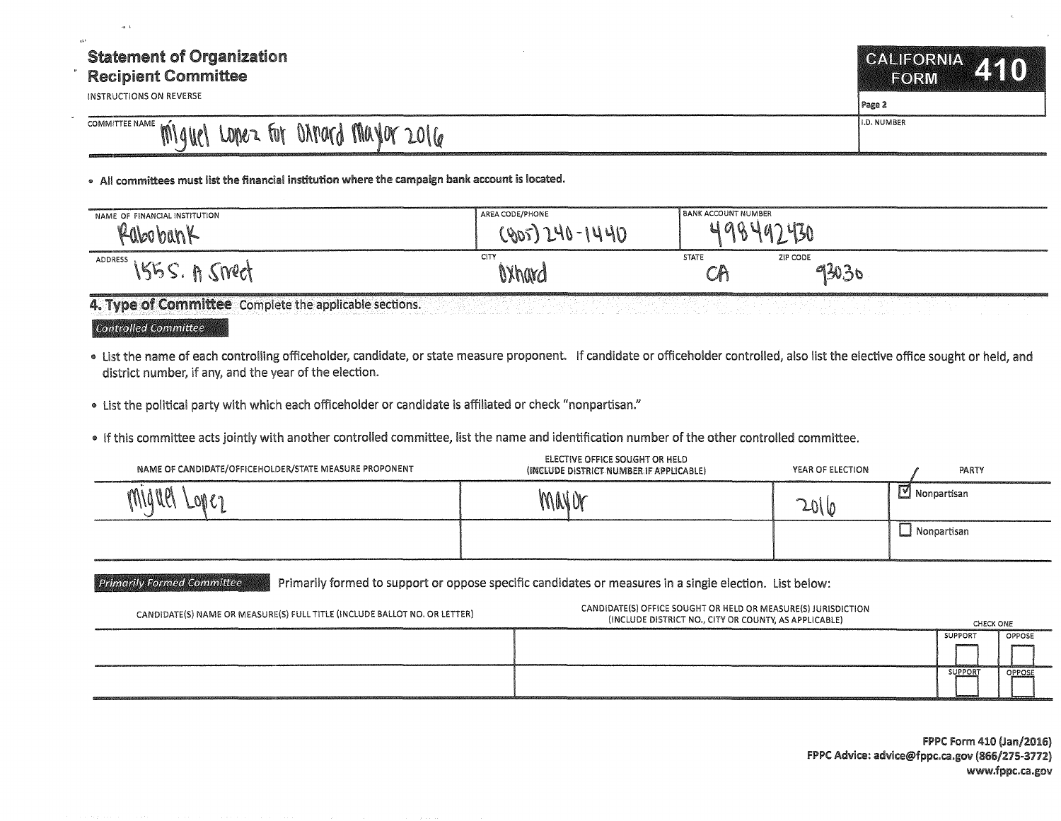# Statement of Organization
## Recipient Committee

INSTRUCTIONS ON REVERSE

**CALIFORNIA FORM 410**

Page 2

| COMMITTEE NAME | I.D. NUMBER |
|---|---|
| Miguel Lopez for Oxnard Mayor 2016 | |

- **All committees must list the financial institution where the campaign bank account is located.**

| NAME OF FINANCIAL INSTITUTION | AREA CODE/PHONE | BANK ACCOUNT NUMBER | |
|---|---|---|---|
| Rabobank | (805) 240-1440 | 498492430 | |
| **ADDRESS** | **CITY** | **STATE** | **ZIP CODE** |
| 1555 S. A Street | Oxnard | CA | 93030 |

### 4. Type of Committee Complete the applicable sections.

*Controlled Committee*

- List the name of each controlling officeholder, candidate, or state measure proponent. If candidate or officeholder controlled, also list the elective office sought or held, and district number, if any, and the year of the election.
- List the political party with which each officeholder or candidate is affiliated or check "nonpartisan."
- If this committee acts jointly with another controlled committee, list the name and identification number of the other controlled committee.

| NAME OF CANDIDATE/OFFICEHOLDER/STATE MEASURE PROPONENT | ELECTIVE OFFICE SOUGHT OR HELD (INCLUDE DISTRICT NUMBER IF APPLICABLE) | YEAR OF ELECTION | PARTY |
|---|---|---|---|
| Miguel Lopez | Mayor | 2016 | ☑ Nonpartisan |
| | | | ☐ Nonpartisan |

*Primarily Formed Committee* Primarily formed to support or oppose specific candidates or measures in a single election. List below:

| CANDIDATE(S) NAME OR MEASURE(S) FULL TITLE (INCLUDE BALLOT NO. OR LETTER) | CANDIDATE(S) OFFICE SOUGHT OR HELD OR MEASURE(S) JURISDICTION (INCLUDE DISTRICT NO., CITY OR COUNTY, AS APPLICABLE) | CHECK ONE | |
|---|---|---|---|
| | | SUPPORT ☐ | OPPOSE ☐ |
| | | SUPPORT ☐ | OPPOSE ☐ |

**FPPC Form 410 (Jan/2016)**
**FPPC Advice: advice@fppc.ca.gov (866/275-3772)**
**www.fppc.ca.gov**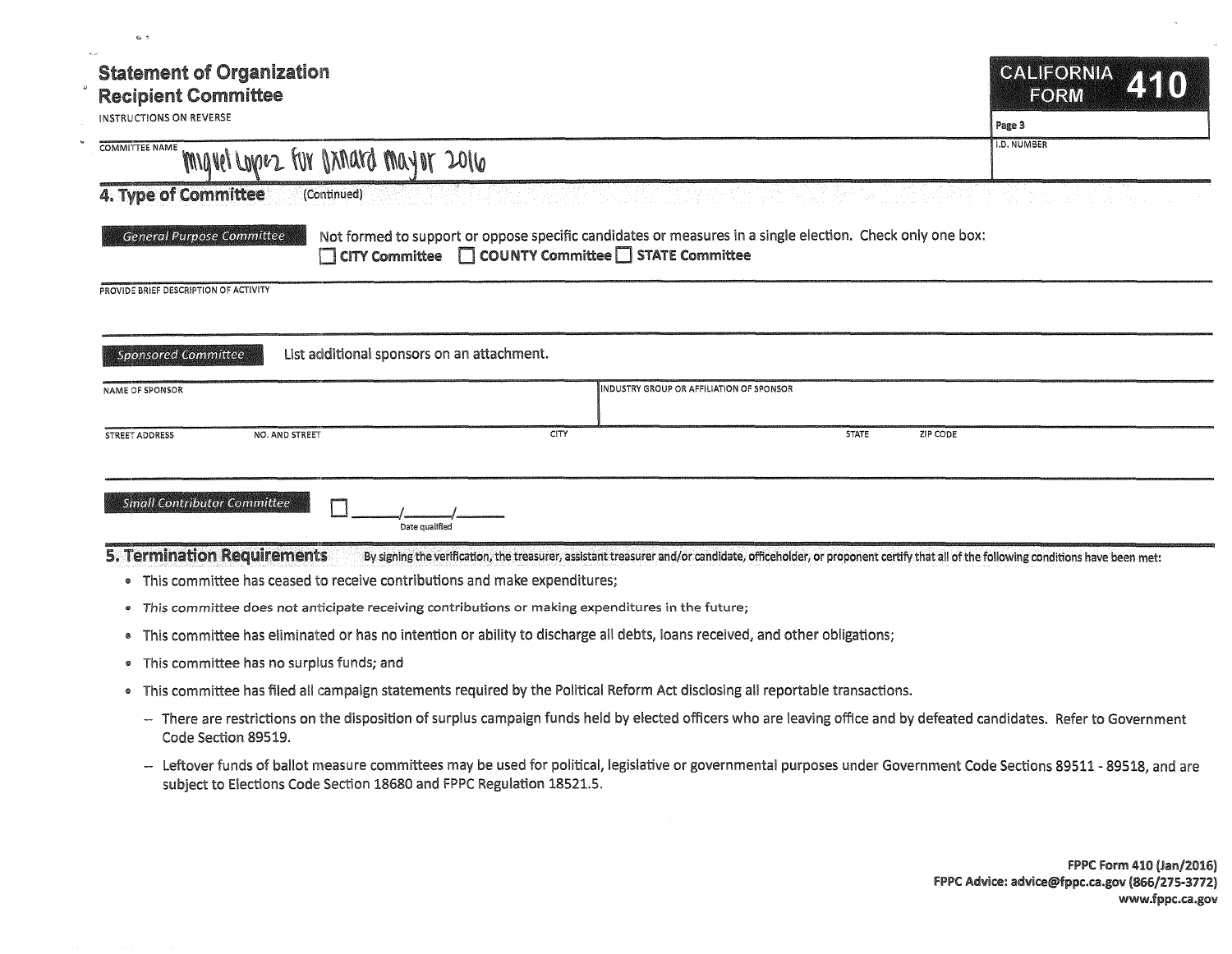# Statement of Organization Recipient Committee

INSTRUCTIONS ON REVERSE

**CALIFORNIA FORM 410**

Page 3

COMMITTEE NAME: Miguel Lopez for Oxnard Mayor 2016

I.D. NUMBER

## 4. Type of Committee (Continued)

**General Purpose Committee** Not formed to support or oppose specific candidates or measures in a single election. Check only one box:

☐ CITY Committee ☐ COUNTY Committee ☐ STATE Committee

PROVIDE BRIEF DESCRIPTION OF ACTIVITY

**Sponsored Committee** List additional sponsors on an attachment.

NAME OF SPONSOR

INDUSTRY GROUP OR AFFILIATION OF SPONSOR

STREET ADDRESS NO. AND STREET CITY STATE ZIP CODE

**Small Contributor Committee** ☐ ____/____/____ Date qualified

## 5. Termination Requirements

By signing the verification, the treasurer, assistant treasurer and/or candidate, officeholder, or proponent certify that all of the following conditions have been met:

- This committee has ceased to receive contributions and make expenditures;
- *This committee does not anticipate receiving contributions or making expenditures in the future;*
- This committee has eliminated or has no intention or ability to discharge all debts, loans received, and other obligations;
- This committee has no surplus funds; and
- This committee has filed all campaign statements required by the Political Reform Act disclosing all reportable transactions.
  - There are restrictions on the disposition of surplus campaign funds held by elected officers who are leaving office and by defeated candidates. Refer to Government Code Section 89519.
  - Leftover funds of ballot measure committees may be used for political, legislative or governmental purposes under Government Code Sections 89511 - 89518, and are subject to Elections Code Section 18680 and FPPC Regulation 18521.5.

FPPC Form 410 (Jan/2016)
FPPC Advice: advice@fppc.ca.gov (866/275-3772)
www.fppc.ca.gov